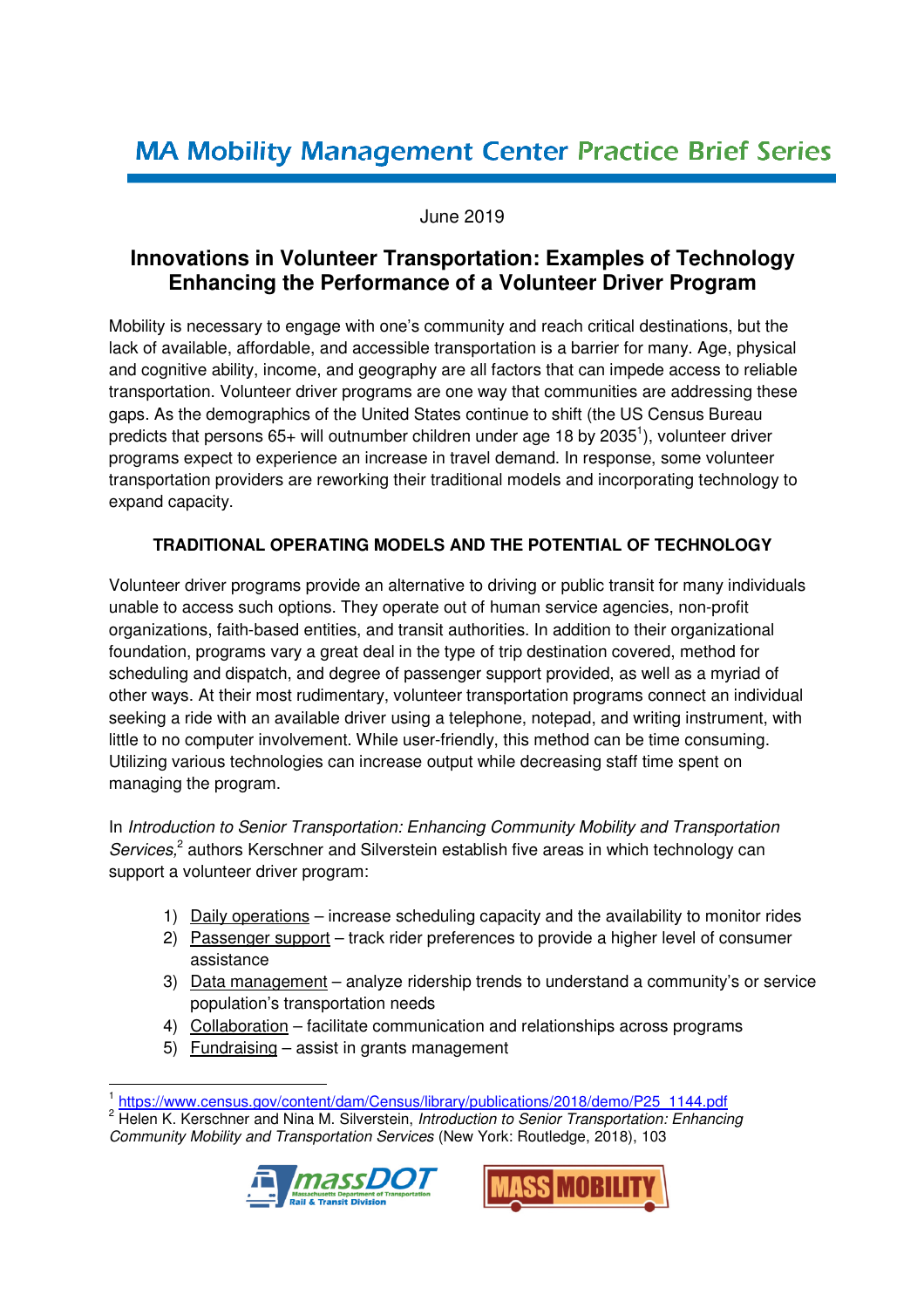# MA Mobility Management Center Practice Brief Series

June 2019

## Innovations in Volunteer Transportation: Examples of Technology Enhancing the Performance of a Volunteer Driver Program

Mobility is necessary to engage with one's community and reach critical destinations, but the lack of available, affordable, and accessible transportation is a barrier for many. Age, physical and cognitive ability, income, and geography are all factors that can impede access to reliable transportation. Volunteer driver programs are one way that communities are addressing these gaps. As the demographics of the United States continue to shift (the US Census Bureau predicts that persons 65+ will outnumber children under age 18 by 2035[1]), volunteer driver programs expect to experience an increase in travel demand. In response, some volunteer transportation providers are reworking their traditional models and incorporating technology to expand capacity.

### TRADITIONAL OPERATING MODELS AND THE POTENTIAL OF TECHNOLOGY

Volunteer driver programs provide an alternative to driving or public transit for many individuals unable to access such options. They operate out of human service agencies, non-profit organizations, faith-based entities, and transit authorities. In addition to their organizational foundation, programs vary a great deal in the type of trip destination covered, method for scheduling and dispatch, and degree of passenger support provided, as well as a myriad of other ways. At their most rudimentary, volunteer transportation programs connect an individual seeking a ride with an available driver using a telephone, notepad, and writing instrument, with little to no computer involvement. While user-friendly, this method can be time consuming. Utilizing various technologies can increase output while decreasing staff time spent on managing the program.

In *Introduction to Senior Transportation: Enhancing Community Mobility and Transportation Services,*[2] authors Kerschner and Silverstein establish five areas in which technology can support a volunteer driver program:

1) Daily operations – increase scheduling capacity and the availability to monitor rides
2) Passenger support – track rider preferences to provide a higher level of consumer assistance
3) Data management – analyze ridership trends to understand a community's or service population's transportation needs
4) Collaboration – facilitate communication and relationships across programs
5) Fundraising – assist in grants management

---

[1] https://www.census.gov/content/dam/Census/library/publications/2018/demo/P25_1144.pdf

[2] Helen K. Kerschner and Nina M. Silverstein, *Introduction to Senior Transportation: Enhancing Community Mobility and Transportation Services* (New York: Routledge, 2018), 103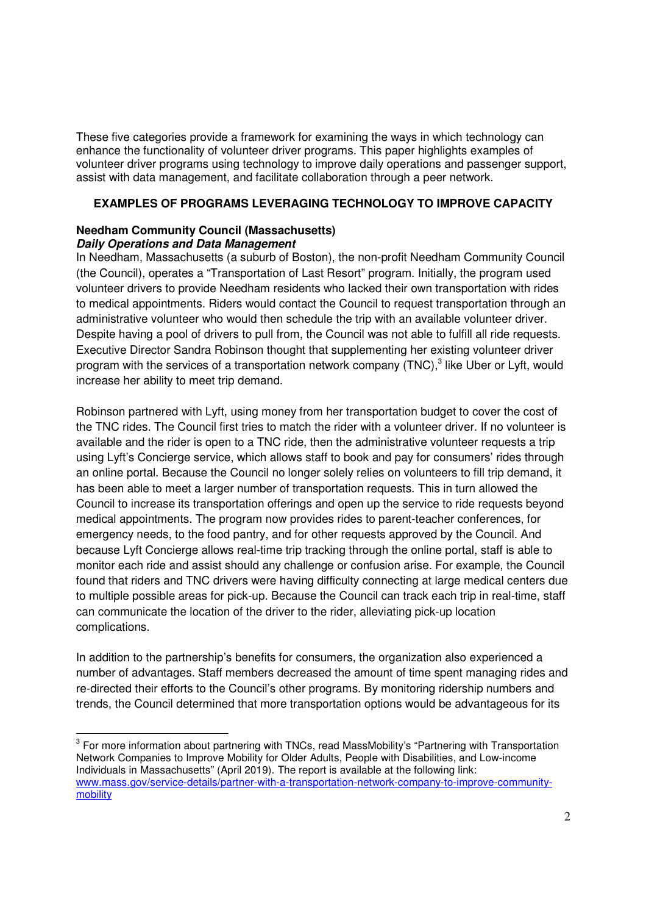These five categories provide a framework for examining the ways in which technology can enhance the functionality of volunteer driver programs. This paper highlights examples of volunteer driver programs using technology to improve daily operations and passenger support, assist with data management, and facilitate collaboration through a peer network.

## EXAMPLES OF PROGRAMS LEVERAGING TECHNOLOGY TO IMPROVE CAPACITY

### Needham Community Council (Massachusetts)

***Daily Operations and Data Management***

In Needham, Massachusetts (a suburb of Boston), the non-profit Needham Community Council (the Council), operates a "Transportation of Last Resort" program. Initially, the program used volunteer drivers to provide Needham residents who lacked their own transportation with rides to medical appointments. Riders would contact the Council to request transportation through an administrative volunteer who would then schedule the trip with an available volunteer driver. Despite having a pool of drivers to pull from, the Council was not able to fulfill all ride requests. Executive Director Sandra Robinson thought that supplementing her existing volunteer driver program with the services of a transportation network company (TNC),[3] like Uber or Lyft, would increase her ability to meet trip demand.

Robinson partnered with Lyft, using money from her transportation budget to cover the cost of the TNC rides. The Council first tries to match the rider with a volunteer driver. If no volunteer is available and the rider is open to a TNC ride, then the administrative volunteer requests a trip using Lyft's Concierge service, which allows staff to book and pay for consumers' rides through an online portal. Because the Council no longer solely relies on volunteers to fill trip demand, it has been able to meet a larger number of transportation requests. This in turn allowed the Council to increase its transportation offerings and open up the service to ride requests beyond medical appointments. The program now provides rides to parent-teacher conferences, for emergency needs, to the food pantry, and for other requests approved by the Council. And because Lyft Concierge allows real-time trip tracking through the online portal, staff is able to monitor each ride and assist should any challenge or confusion arise. For example, the Council found that riders and TNC drivers were having difficulty connecting at large medical centers due to multiple possible areas for pick-up. Because the Council can track each trip in real-time, staff can communicate the location of the driver to the rider, alleviating pick-up location complications.

In addition to the partnership's benefits for consumers, the organization also experienced a number of advantages. Staff members decreased the amount of time spent managing rides and re-directed their efforts to the Council's other programs. By monitoring ridership numbers and trends, the Council determined that more transportation options would be advantageous for its

---

[3] For more information about partnering with TNCs, read MassMobility's "Partnering with Transportation Network Companies to Improve Mobility for Older Adults, People with Disabilities, and Low-income Individuals in Massachusetts" (April 2019). The report is available at the following link: [www.mass.gov/service-details/partner-with-a-transportation-network-company-to-improve-community-mobility](www.mass.gov/service-details/partner-with-a-transportation-network-company-to-improve-community-mobility)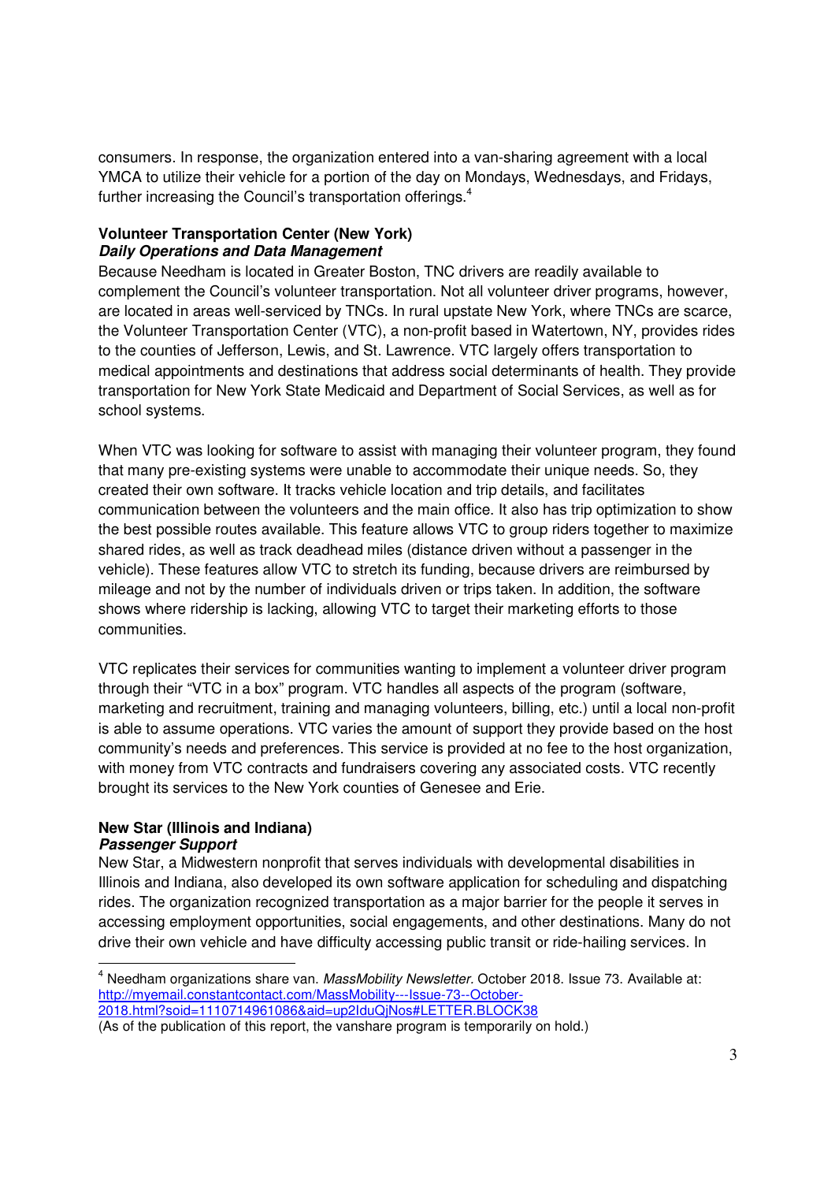consumers. In response, the organization entered into a van-sharing agreement with a local YMCA to utilize their vehicle for a portion of the day on Mondays, Wednesdays, and Fridays, further increasing the Council's transportation offerings.[4]

### Volunteer Transportation Center (New York)

#### *Daily Operations and Data Management*

Because Needham is located in Greater Boston, TNC drivers are readily available to complement the Council's volunteer transportation. Not all volunteer driver programs, however, are located in areas well-serviced by TNCs. In rural upstate New York, where TNCs are scarce, the Volunteer Transportation Center (VTC), a non-profit based in Watertown, NY, provides rides to the counties of Jefferson, Lewis, and St. Lawrence. VTC largely offers transportation to medical appointments and destinations that address social determinants of health. They provide transportation for New York State Medicaid and Department of Social Services, as well as for school systems.

When VTC was looking for software to assist with managing their volunteer program, they found that many pre-existing systems were unable to accommodate their unique needs. So, they created their own software. It tracks vehicle location and trip details, and facilitates communication between the volunteers and the main office. It also has trip optimization to show the best possible routes available. This feature allows VTC to group riders together to maximize shared rides, as well as track deadhead miles (distance driven without a passenger in the vehicle). These features allow VTC to stretch its funding, because drivers are reimbursed by mileage and not by the number of individuals driven or trips taken. In addition, the software shows where ridership is lacking, allowing VTC to target their marketing efforts to those communities.

VTC replicates their services for communities wanting to implement a volunteer driver program through their "VTC in a box" program. VTC handles all aspects of the program (software, marketing and recruitment, training and managing volunteers, billing, etc.) until a local non-profit is able to assume operations. VTC varies the amount of support they provide based on the host community's needs and preferences. This service is provided at no fee to the host organization, with money from VTC contracts and fundraisers covering any associated costs. VTC recently brought its services to the New York counties of Genesee and Erie.

### New Star (Illinois and Indiana)

#### *Passenger Support*

New Star, a Midwestern nonprofit that serves individuals with developmental disabilities in Illinois and Indiana, also developed its own software application for scheduling and dispatching rides. The organization recognized transportation as a major barrier for the people it serves in accessing employment opportunities, social engagements, and other destinations. Many do not drive their own vehicle and have difficulty accessing public transit or ride-hailing services. In

---

[4] Needham organizations share van. *MassMobility Newsletter.* October 2018. Issue 73. Available at: http://myemail.constantcontact.com/MassMobility---Issue-73--October-2018.html?soid=1110714961086&aid=up2IduQjNos#LETTER.BLOCK38
(As of the publication of this report, the vanshare program is temporarily on hold.)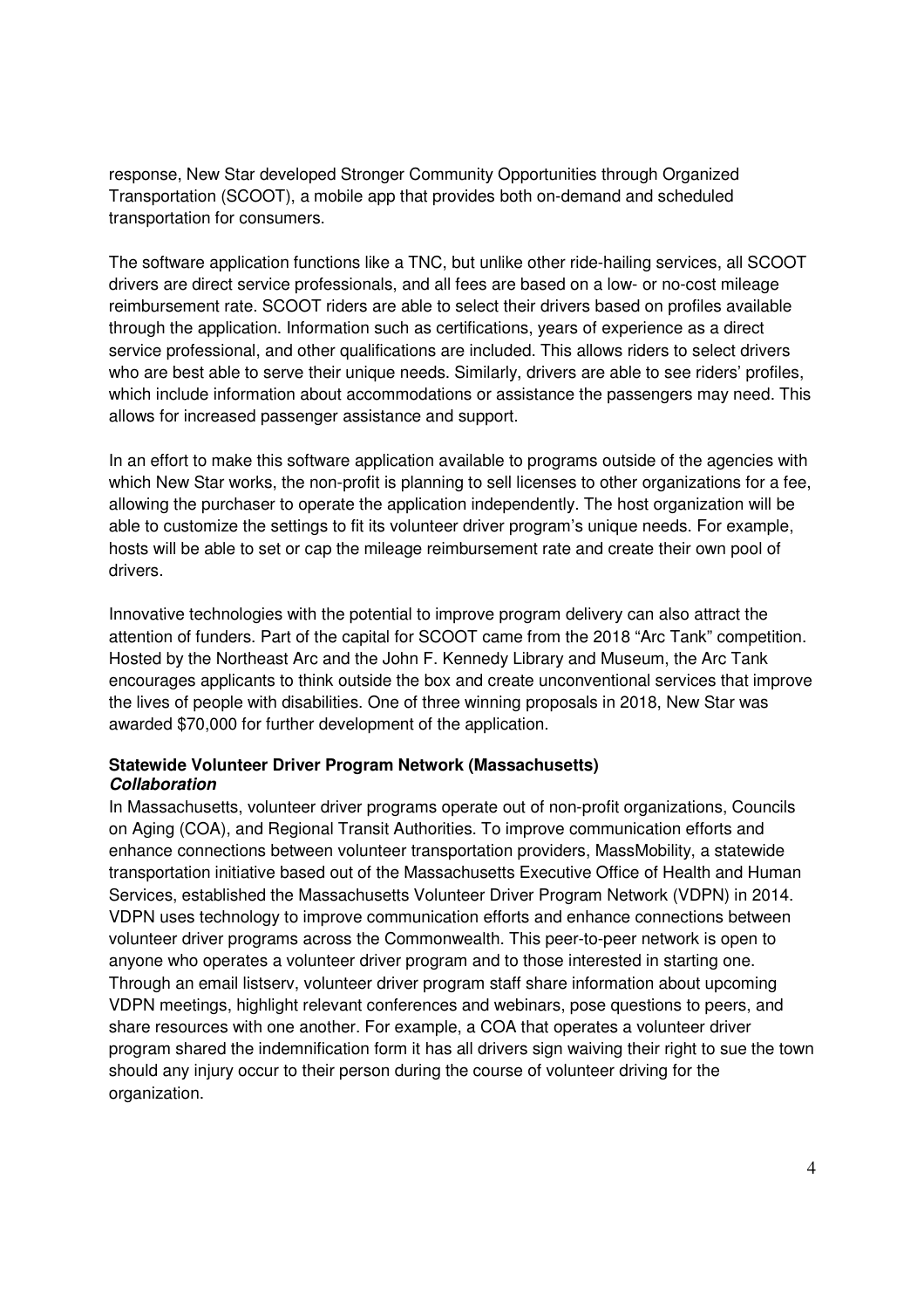response, New Star developed Stronger Community Opportunities through Organized Transportation (SCOOT), a mobile app that provides both on-demand and scheduled transportation for consumers.

The software application functions like a TNC, but unlike other ride-hailing services, all SCOOT drivers are direct service professionals, and all fees are based on a low- or no-cost mileage reimbursement rate. SCOOT riders are able to select their drivers based on profiles available through the application. Information such as certifications, years of experience as a direct service professional, and other qualifications are included. This allows riders to select drivers who are best able to serve their unique needs. Similarly, drivers are able to see riders' profiles, which include information about accommodations or assistance the passengers may need. This allows for increased passenger assistance and support.

In an effort to make this software application available to programs outside of the agencies with which New Star works, the non-profit is planning to sell licenses to other organizations for a fee, allowing the purchaser to operate the application independently. The host organization will be able to customize the settings to fit its volunteer driver program's unique needs. For example, hosts will be able to set or cap the mileage reimbursement rate and create their own pool of drivers.

Innovative technologies with the potential to improve program delivery can also attract the attention of funders. Part of the capital for SCOOT came from the 2018 "Arc Tank" competition. Hosted by the Northeast Arc and the John F. Kennedy Library and Museum, the Arc Tank encourages applicants to think outside the box and create unconventional services that improve the lives of people with disabilities. One of three winning proposals in 2018, New Star was awarded $70,000 for further development of the application.

**Statewide Volunteer Driver Program Network (Massachusetts)**
***Collaboration***

In Massachusetts, volunteer driver programs operate out of non-profit organizations, Councils on Aging (COA), and Regional Transit Authorities. To improve communication efforts and enhance connections between volunteer transportation providers, MassMobility, a statewide transportation initiative based out of the Massachusetts Executive Office of Health and Human Services, established the Massachusetts Volunteer Driver Program Network (VDPN) in 2014. VDPN uses technology to improve communication efforts and enhance connections between volunteer driver programs across the Commonwealth. This peer-to-peer network is open to anyone who operates a volunteer driver program and to those interested in starting one. Through an email listserv, volunteer driver program staff share information about upcoming VDPN meetings, highlight relevant conferences and webinars, pose questions to peers, and share resources with one another. For example, a COA that operates a volunteer driver program shared the indemnification form it has all drivers sign waiving their right to sue the town should any injury occur to their person during the course of volunteer driving for the organization.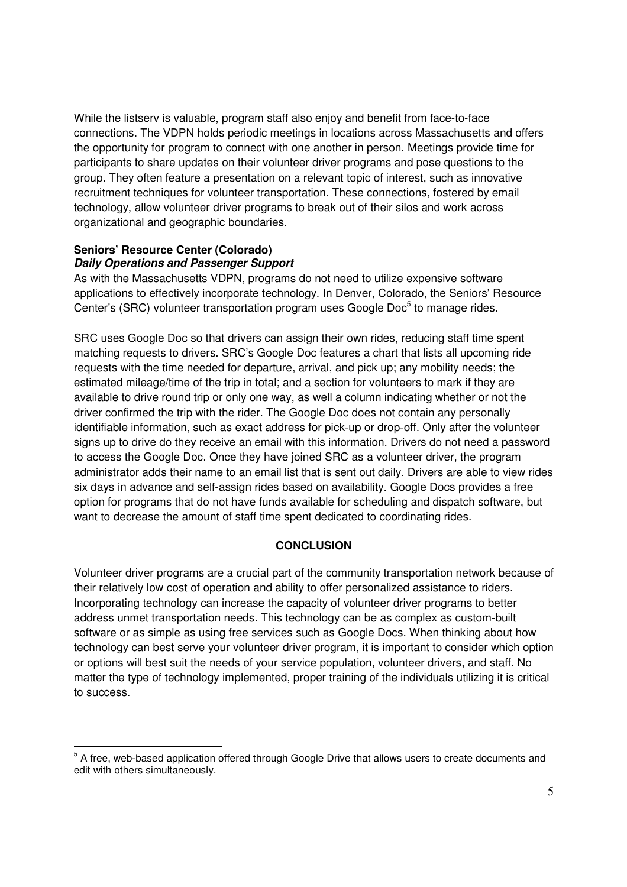While the listserv is valuable, program staff also enjoy and benefit from face-to-face connections. The VDPN holds periodic meetings in locations across Massachusetts and offers the opportunity for program to connect with one another in person. Meetings provide time for participants to share updates on their volunteer driver programs and pose questions to the group. They often feature a presentation on a relevant topic of interest, such as innovative recruitment techniques for volunteer transportation. These connections, fostered by email technology, allow volunteer driver programs to break out of their silos and work across organizational and geographic boundaries.

**Seniors' Resource Center (Colorado)**
***Daily Operations and Passenger Support***

As with the Massachusetts VDPN, programs do not need to utilize expensive software applications to effectively incorporate technology. In Denver, Colorado, the Seniors' Resource Center's (SRC) volunteer transportation program uses Google Doc[5] to manage rides.

SRC uses Google Doc so that drivers can assign their own rides, reducing staff time spent matching requests to drivers. SRC's Google Doc features a chart that lists all upcoming ride requests with the time needed for departure, arrival, and pick up; any mobility needs; the estimated mileage/time of the trip in total; and a section for volunteers to mark if they are available to drive round trip or only one way, as well a column indicating whether or not the driver confirmed the trip with the rider. The Google Doc does not contain any personally identifiable information, such as exact address for pick-up or drop-off. Only after the volunteer signs up to drive do they receive an email with this information. Drivers do not need a password to access the Google Doc. Once they have joined SRC as a volunteer driver, the program administrator adds their name to an email list that is sent out daily. Drivers are able to view rides six days in advance and self-assign rides based on availability. Google Docs provides a free option for programs that do not have funds available for scheduling and dispatch software, but want to decrease the amount of staff time spent dedicated to coordinating rides.

## CONCLUSION

Volunteer driver programs are a crucial part of the community transportation network because of their relatively low cost of operation and ability to offer personalized assistance to riders. Incorporating technology can increase the capacity of volunteer driver programs to better address unmet transportation needs. This technology can be as complex as custom-built software or as simple as using free services such as Google Docs. When thinking about how technology can best serve your volunteer driver program, it is important to consider which option or options will best suit the needs of your service population, volunteer drivers, and staff. No matter the type of technology implemented, proper training of the individuals utilizing it is critical to success.

---

[5] A free, web-based application offered through Google Drive that allows users to create documents and edit with others simultaneously.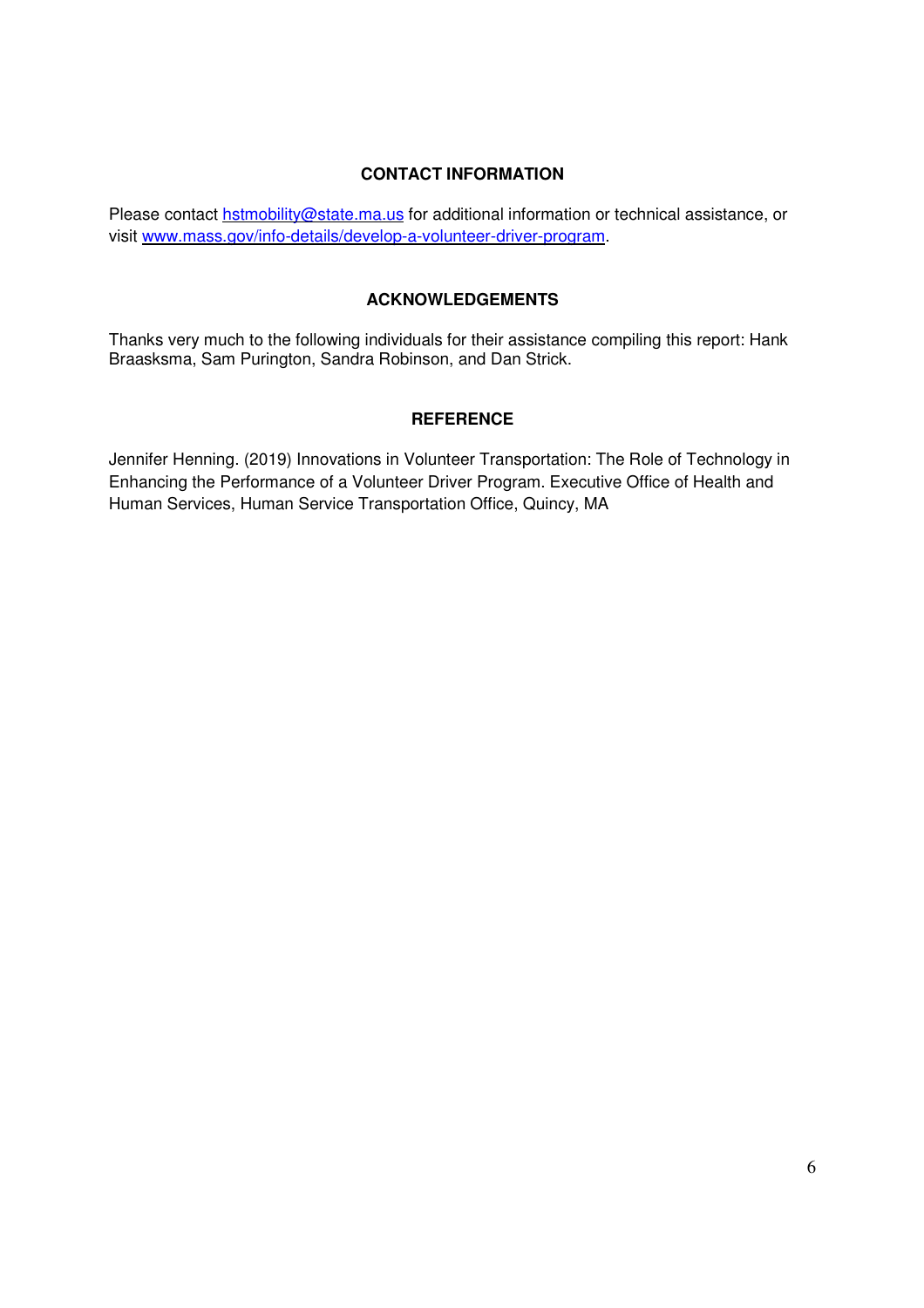## CONTACT INFORMATION

Please contact hstmobility@state.ma.us for additional information or technical assistance, or visit www.mass.gov/info-details/develop-a-volunteer-driver-program.

## ACKNOWLEDGEMENTS

Thanks very much to the following individuals for their assistance compiling this report: Hank Braasksma, Sam Purington, Sandra Robinson, and Dan Strick.

## REFERENCE

Jennifer Henning. (2019) Innovations in Volunteer Transportation: The Role of Technology in Enhancing the Performance of a Volunteer Driver Program. Executive Office of Health and Human Services, Human Service Transportation Office, Quincy, MA